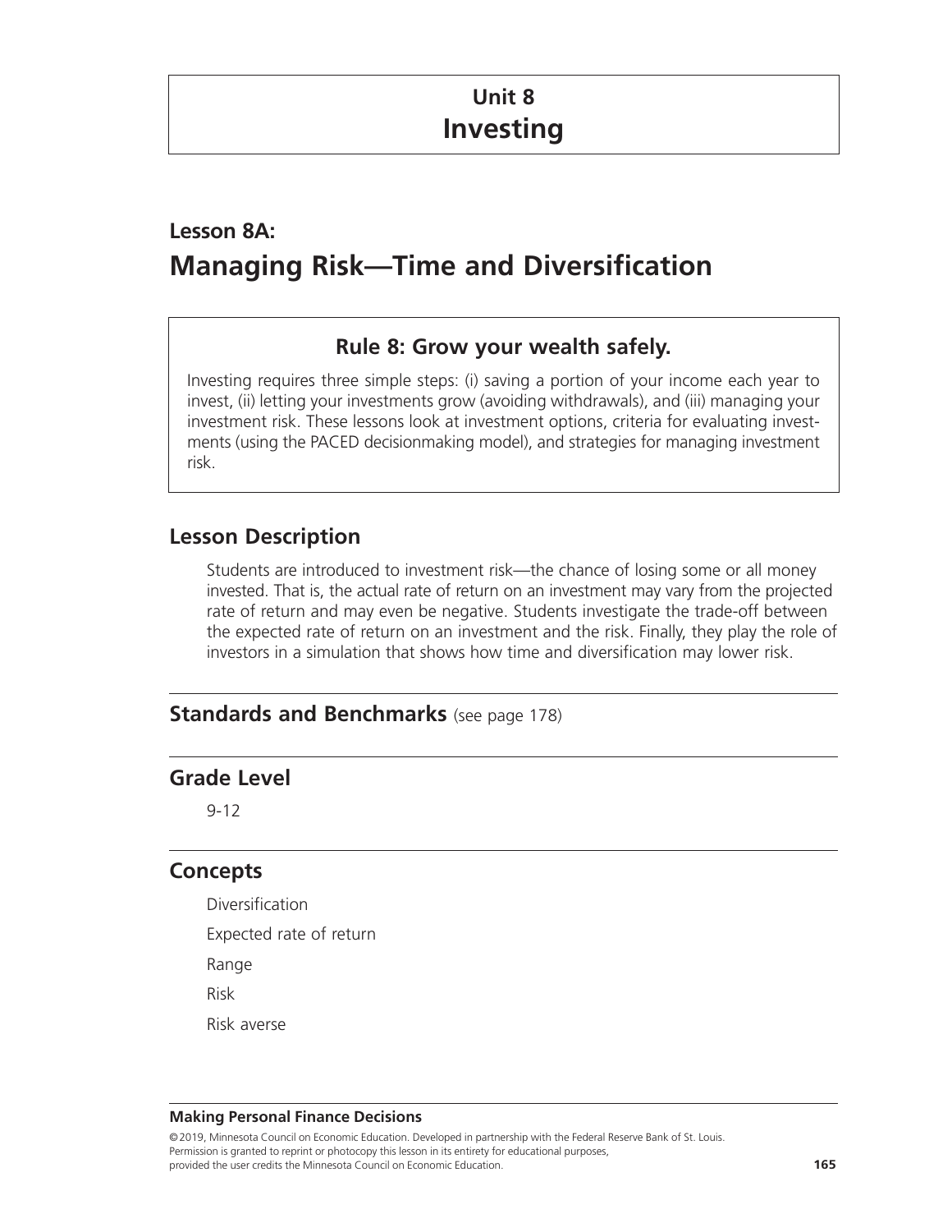# Unit 8
# Investing

## Lesson 8A:
## Managing Risk—Time and Diversification

### Rule 8: Grow your wealth safely.

Investing requires three simple steps: (i) saving a portion of your income each year to invest, (ii) letting your investments grow (avoiding withdrawals), and (iii) managing your investment risk. These lessons look at investment options, criteria for evaluating investments (using the PACED decisionmaking model), and strategies for managing investment risk.

## Lesson Description

Students are introduced to investment risk—the chance of losing some or all money invested. That is, the actual rate of return on an investment may vary from the projected rate of return and may even be negative. Students investigate the trade-off between the expected rate of return on an investment and the risk. Finally, they play the role of investors in a simulation that shows how time and diversification may lower risk.

## Standards and Benchmarks (see page 178)

## Grade Level

9-12

## Concepts

Diversification

Expected rate of return

Range

Risk

Risk averse

**Making Personal Finance Decisions**

©2019, Minnesota Council on Economic Education. Developed in partnership with the Federal Reserve Bank of St. Louis. Permission is granted to reprint or photocopy this lesson in its entirety for educational purposes, provided the user credits the Minnesota Council on Economic Education.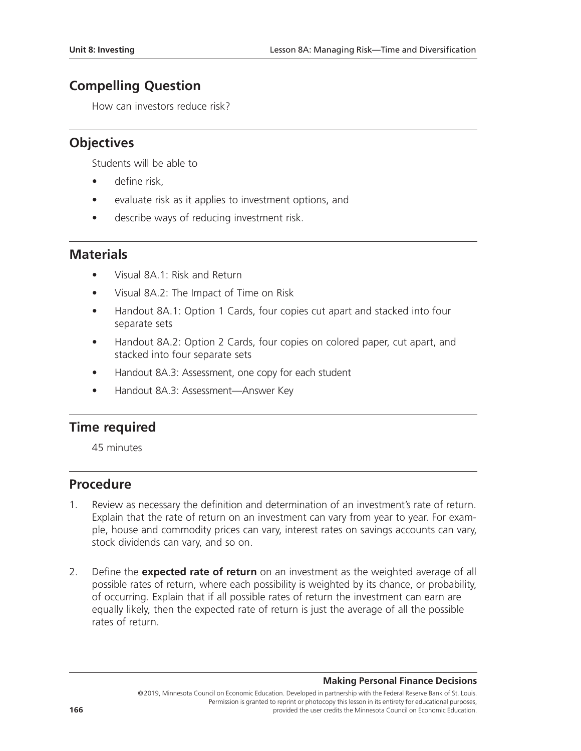## Compelling Question

How can investors reduce risk?

## Objectives

Students will be able to

- define risk,
- evaluate risk as it applies to investment options, and
- describe ways of reducing investment risk.

## Materials

- Visual 8A.1: Risk and Return
- Visual 8A.2: The Impact of Time on Risk
- Handout 8A.1: Option 1 Cards, four copies cut apart and stacked into four separate sets
- Handout 8A.2: Option 2 Cards, four copies on colored paper, cut apart, and stacked into four separate sets
- Handout 8A.3: Assessment, one copy for each student
- Handout 8A.3: Assessment—Answer Key

## Time required

45 minutes

## Procedure

1. Review as necessary the definition and determination of an investment's rate of return. Explain that the rate of return on an investment can vary from year to year. For example, house and commodity prices can vary, interest rates on savings accounts can vary, stock dividends can vary, and so on.

2. Define the **expected rate of return** on an investment as the weighted average of all possible rates of return, where each possibility is weighted by its chance, or probability, of occurring. Explain that if all possible rates of return the investment can earn are equally likely, then the expected rate of return is just the average of all the possible rates of return.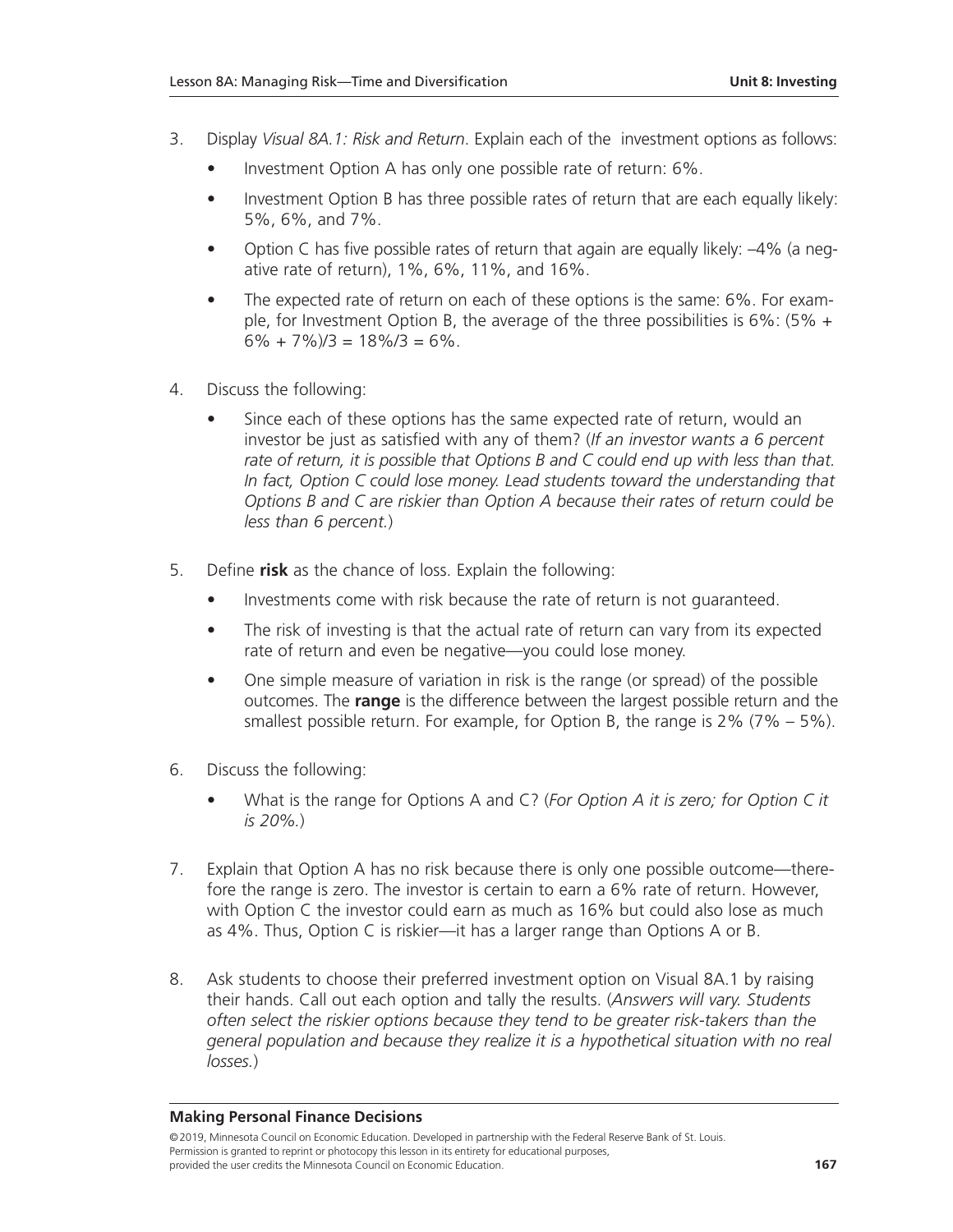3. Display *Visual 8A.1: Risk and Return*. Explain each of the investment options as follows:
   - Investment Option A has only one possible rate of return: 6%.
   - Investment Option B has three possible rates of return that are each equally likely: 5%, 6%, and 7%.
   - Option C has five possible rates of return that again are equally likely: –4% (a negative rate of return), 1%, 6%, 11%, and 16%.
   - The expected rate of return on each of these options is the same: 6%. For example, for Investment Option B, the average of the three possibilities is 6%: (5% + 6% + 7%)/3 = 18%/3 = 6%.

4. Discuss the following:
   - Since each of these options has the same expected rate of return, would an investor be just as satisfied with any of them? (*If an investor wants a 6 percent rate of return, it is possible that Options B and C could end up with less than that. In fact, Option C could lose money. Lead students toward the understanding that Options B and C are riskier than Option A because their rates of return could be less than 6 percent.*)

5. Define **risk** as the chance of loss. Explain the following:
   - Investments come with risk because the rate of return is not guaranteed.
   - The risk of investing is that the actual rate of return can vary from its expected rate of return and even be negative—you could lose money.
   - One simple measure of variation in risk is the range (or spread) of the possible outcomes. The **range** is the difference between the largest possible return and the smallest possible return. For example, for Option B, the range is 2% (7% – 5%).

6. Discuss the following:
   - What is the range for Options A and C? (*For Option A it is zero; for Option C it is 20%.*)

7. Explain that Option A has no risk because there is only one possible outcome—therefore the range is zero. The investor is certain to earn a 6% rate of return. However, with Option C the investor could earn as much as 16% but could also lose as much as 4%. Thus, Option C is riskier—it has a larger range than Options A or B.

8. Ask students to choose their preferred investment option on Visual 8A.1 by raising their hands. Call out each option and tally the results. (*Answers will vary. Students often select the riskier options because they tend to be greater risk-takers than the general population and because they realize it is a hypothetical situation with no real losses.*)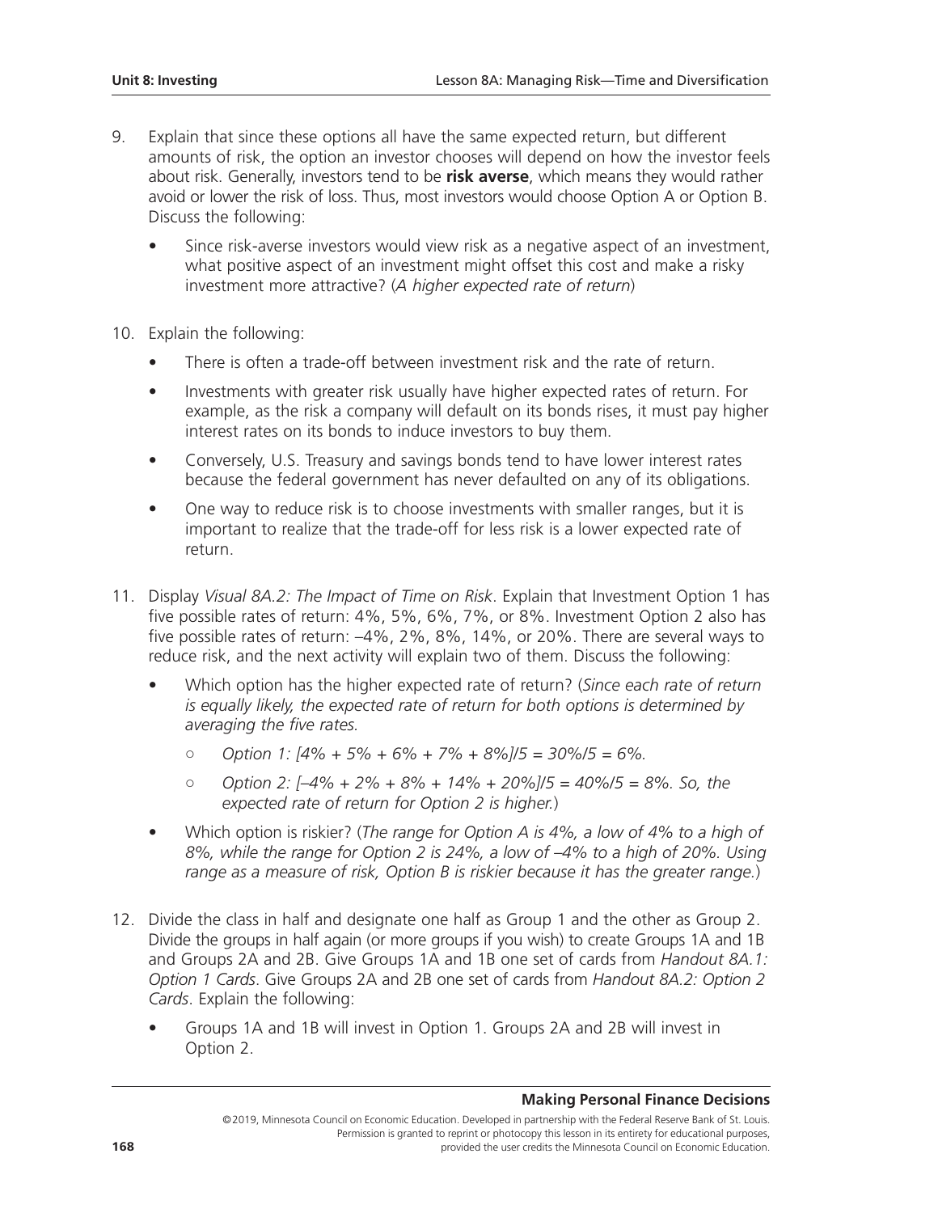9. Explain that since these options all have the same expected return, but different amounts of risk, the option an investor chooses will depend on how the investor feels about risk. Generally, investors tend to be **risk averse**, which means they would rather avoid or lower the risk of loss. Thus, most investors would choose Option A or Option B. Discuss the following:

   - Since risk-averse investors would view risk as a negative aspect of an investment, what positive aspect of an investment might offset this cost and make a risky investment more attractive? (*A higher expected rate of return*)

10. Explain the following:

    - There is often a trade-off between investment risk and the rate of return.
    - Investments with greater risk usually have higher expected rates of return. For example, as the risk a company will default on its bonds rises, it must pay higher interest rates on its bonds to induce investors to buy them.
    - Conversely, U.S. Treasury and savings bonds tend to have lower interest rates because the federal government has never defaulted on any of its obligations.
    - One way to reduce risk is to choose investments with smaller ranges, but it is important to realize that the trade-off for less risk is a lower expected rate of return.

11. Display *Visual 8A.2: The Impact of Time on Risk*. Explain that Investment Option 1 has five possible rates of return: 4%, 5%, 6%, 7%, or 8%. Investment Option 2 also has five possible rates of return: –4%, 2%, 8%, 14%, or 20%. There are several ways to reduce risk, and the next activity will explain two of them. Discuss the following:

    - Which option has the higher expected rate of return? (*Since each rate of return is equally likely, the expected rate of return for both options is determined by averaging the five rates.*
      - *Option 1: [4% + 5% + 6% + 7% + 8%]/5 = 30%/5 = 6%.*
      - *Option 2: [–4% + 2% + 8% + 14% + 20%]/5 = 40%/5 = 8%. So, the expected rate of return for Option 2 is higher.*)
    - Which option is riskier? (*The range for Option A is 4%, a low of 4% to a high of 8%, while the range for Option 2 is 24%, a low of –4% to a high of 20%. Using range as a measure of risk, Option B is riskier because it has the greater range.*)

12. Divide the class in half and designate one half as Group 1 and the other as Group 2. Divide the groups in half again (or more groups if you wish) to create Groups 1A and 1B and Groups 2A and 2B. Give Groups 1A and 1B one set of cards from *Handout 8A.1: Option 1 Cards*. Give Groups 2A and 2B one set of cards from *Handout 8A.2: Option 2 Cards*. Explain the following:

    - Groups 1A and 1B will invest in Option 1. Groups 2A and 2B will invest in Option 2.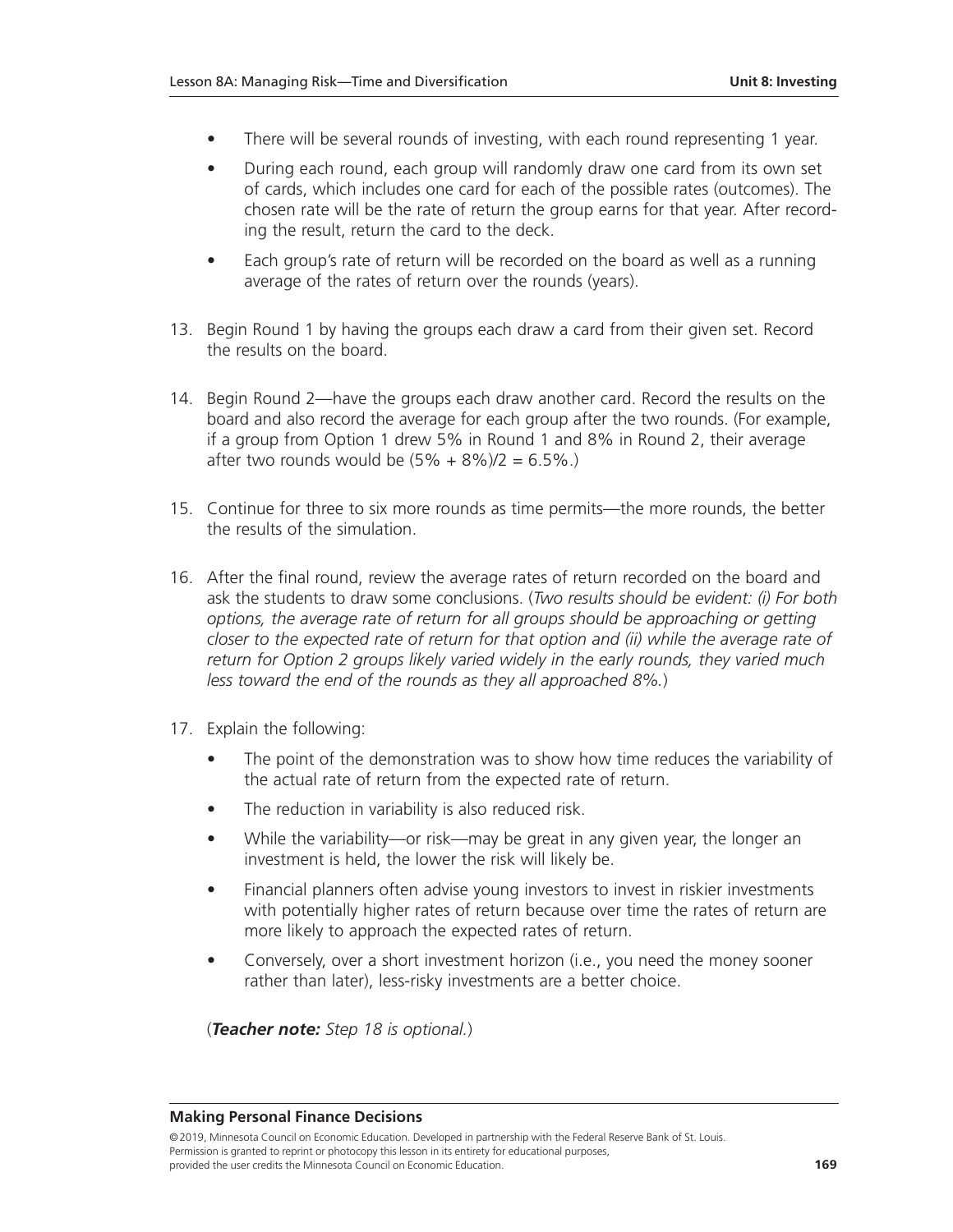- There will be several rounds of investing, with each round representing 1 year.
- During each round, each group will randomly draw one card from its own set of cards, which includes one card for each of the possible rates (outcomes). The chosen rate will be the rate of return the group earns for that year. After recording the result, return the card to the deck.
- Each group's rate of return will be recorded on the board as well as a running average of the rates of return over the rounds (years).

13. Begin Round 1 by having the groups each draw a card from their given set. Record the results on the board.

14. Begin Round 2—have the groups each draw another card. Record the results on the board and also record the average for each group after the two rounds. (For example, if a group from Option 1 drew 5% in Round 1 and 8% in Round 2, their average after two rounds would be (5% + 8%)/2 = 6.5%.)

15. Continue for three to six more rounds as time permits—the more rounds, the better the results of the simulation.

16. After the final round, review the average rates of return recorded on the board and ask the students to draw some conclusions. (*Two results should be evident: (i) For both options, the average rate of return for all groups should be approaching or getting closer to the expected rate of return for that option and (ii) while the average rate of return for Option 2 groups likely varied widely in the early rounds, they varied much less toward the end of the rounds as they all approached 8%.*)

17. Explain the following:
    - The point of the demonstration was to show how time reduces the variability of the actual rate of return from the expected rate of return.
    - The reduction in variability is also reduced risk.
    - While the variability—or risk—may be great in any given year, the longer an investment is held, the lower the risk will likely be.
    - Financial planners often advise young investors to invest in riskier investments with potentially higher rates of return because over time the rates of return are more likely to approach the expected rates of return.
    - Conversely, over a short investment horizon (i.e., you need the money sooner rather than later), less-risky investments are a better choice.

    (***Teacher note:*** *Step 18 is optional.*)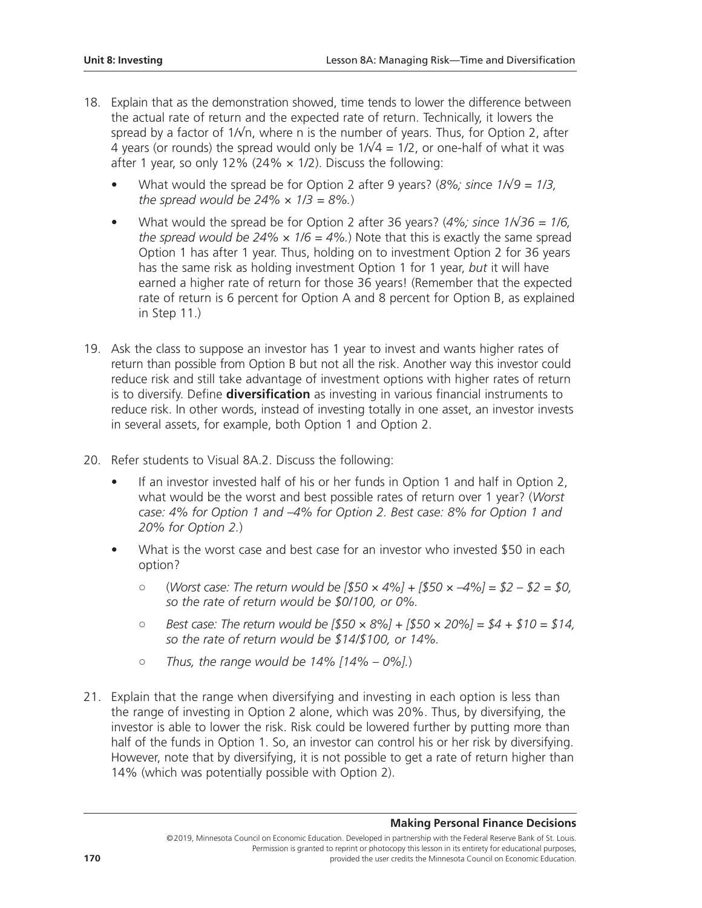18. Explain that as the demonstration showed, time tends to lower the difference between the actual rate of return and the expected rate of return. Technically, it lowers the spread by a factor of $1/\sqrt{n}$, where n is the number of years. Thus, for Option 2, after 4 years (or rounds) the spread would only be $1/\sqrt{4} = 1/2$, or one-half of what it was after 1 year, so only 12% (24% × 1/2). Discuss the following:

    - What would the spread be for Option 2 after 9 years? (*8%; since $1/\sqrt{9} = 1/3$, the spread would be 24% × 1/3 = 8%.*)
    - What would the spread be for Option 2 after 36 years? (*4%; since $1/\sqrt{36} = 1/6$, the spread would be 24% × 1/6 = 4%.*) Note that this is exactly the same spread Option 1 has after 1 year. Thus, holding on to investment Option 2 for 36 years has the same risk as holding investment Option 1 for 1 year, *but* it will have earned a higher rate of return for those 36 years! (Remember that the expected rate of return is 6 percent for Option A and 8 percent for Option B, as explained in Step 11.)

19. Ask the class to suppose an investor has 1 year to invest and wants higher rates of return than possible from Option B but not all the risk. Another way this investor could reduce risk and still take advantage of investment options with higher rates of return is to diversify. Define **diversification** as investing in various financial instruments to reduce risk. In other words, instead of investing totally in one asset, an investor invests in several assets, for example, both Option 1 and Option 2.

20. Refer students to Visual 8A.2. Discuss the following:

    - If an investor invested half of his or her funds in Option 1 and half in Option 2, what would be the worst and best possible rates of return over 1 year? (*Worst case: 4% for Option 1 and –4% for Option 2. Best case: 8% for Option 1 and 20% for Option 2.*)
    - What is the worst case and best case for an investor who invested $50 in each option?
        - (*Worst case: The return would be [$50 × 4%] + [$50 × –4%] = $2 – $2 = $0, so the rate of return would be $0/100, or 0%.*
        - *Best case: The return would be [$50 × 8%] + [$50 × 20%] = $4 + $10 = $14, so the rate of return would be $14/$100, or 14%.*
        - *Thus, the range would be 14% [14% – 0%].*)

21. Explain that the range when diversifying and investing in each option is less than the range of investing in Option 2 alone, which was 20%. Thus, by diversifying, the investor is able to lower the risk. Risk could be lowered further by putting more than half of the funds in Option 1. So, an investor can control his or her risk by diversifying. However, note that by diversifying, it is not possible to get a rate of return higher than 14% (which was potentially possible with Option 2).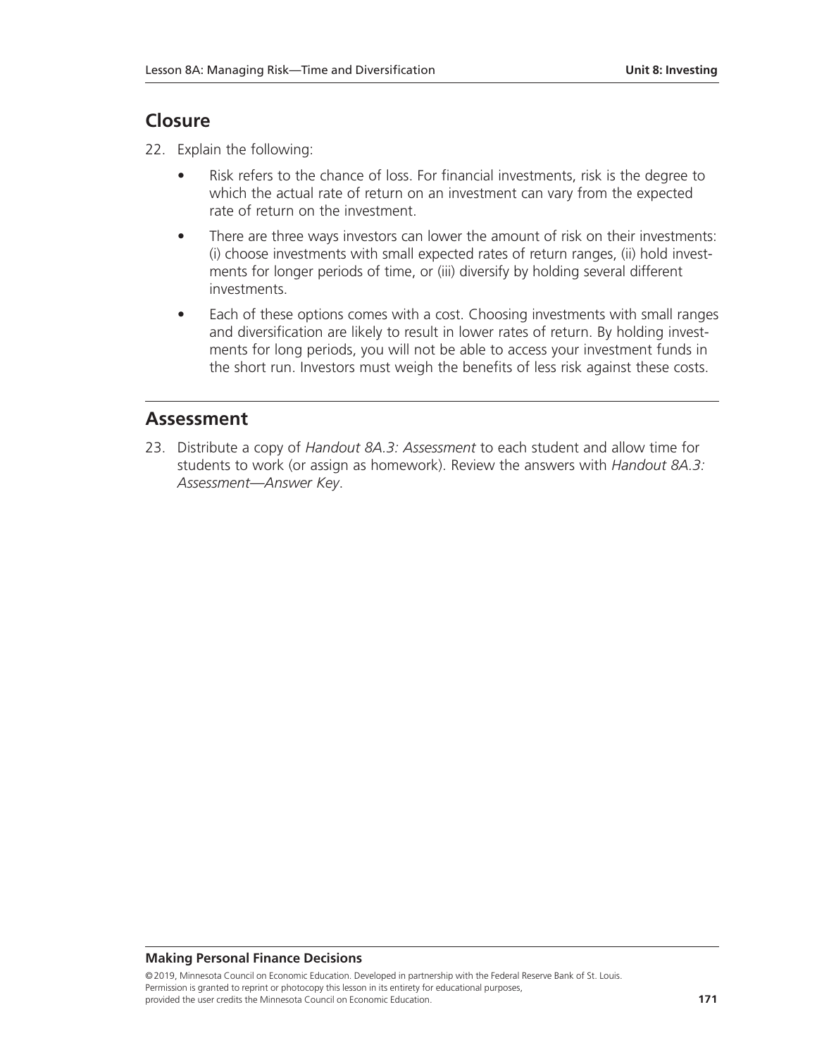## Closure

22. Explain the following:
    - Risk refers to the chance of loss. For financial investments, risk is the degree to which the actual rate of return on an investment can vary from the expected rate of return on the investment.
    - There are three ways investors can lower the amount of risk on their investments: (i) choose investments with small expected rates of return ranges, (ii) hold investments for longer periods of time, or (iii) diversify by holding several different investments.
    - Each of these options comes with a cost. Choosing investments with small ranges and diversification are likely to result in lower rates of return. By holding investments for long periods, you will not be able to access your investment funds in the short run. Investors must weigh the benefits of less risk against these costs.

## Assessment

23. Distribute a copy of *Handout 8A.3: Assessment* to each student and allow time for students to work (or assign as homework). Review the answers with *Handout 8A.3: Assessment—Answer Key*.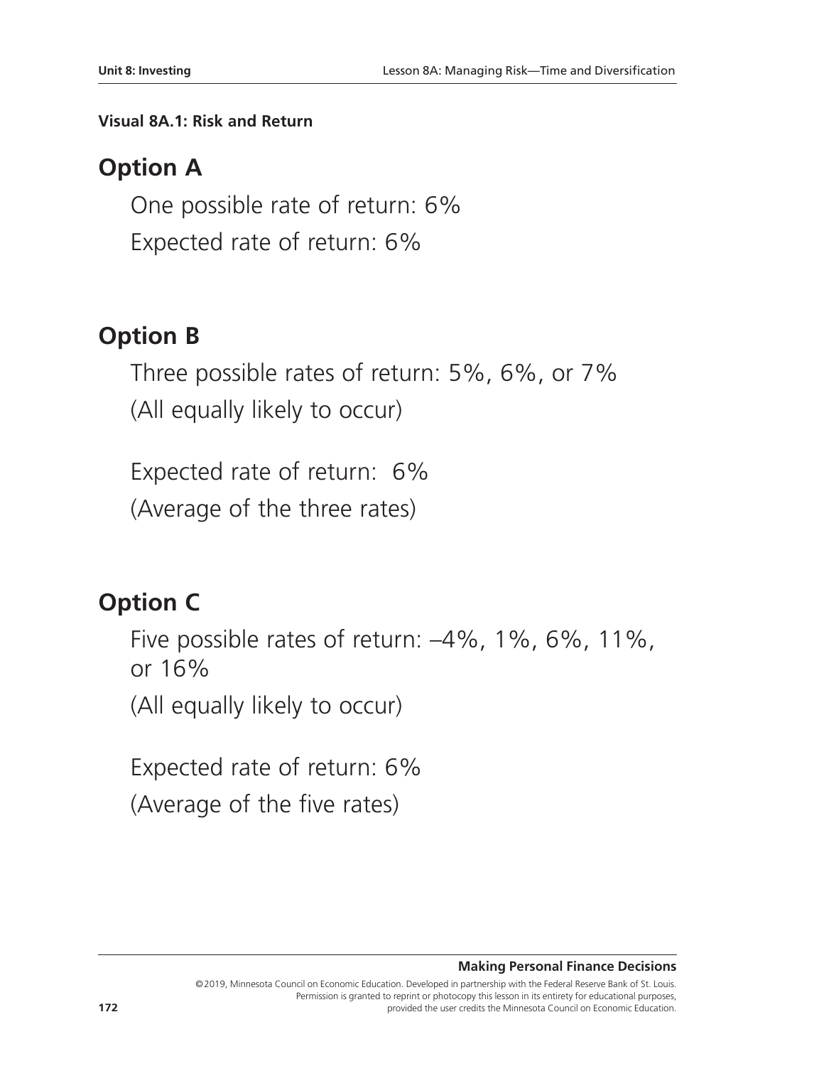**Visual 8A.1: Risk and Return**

## Option A

One possible rate of return: 6%

Expected rate of return: 6%

## Option B

Three possible rates of return: 5%, 6%, or 7%

(All equally likely to occur)

Expected rate of return: 6%

(Average of the three rates)

## Option C

Five possible rates of return: –4%, 1%, 6%, 11%, or 16%

(All equally likely to occur)

Expected rate of return: 6%

(Average of the five rates)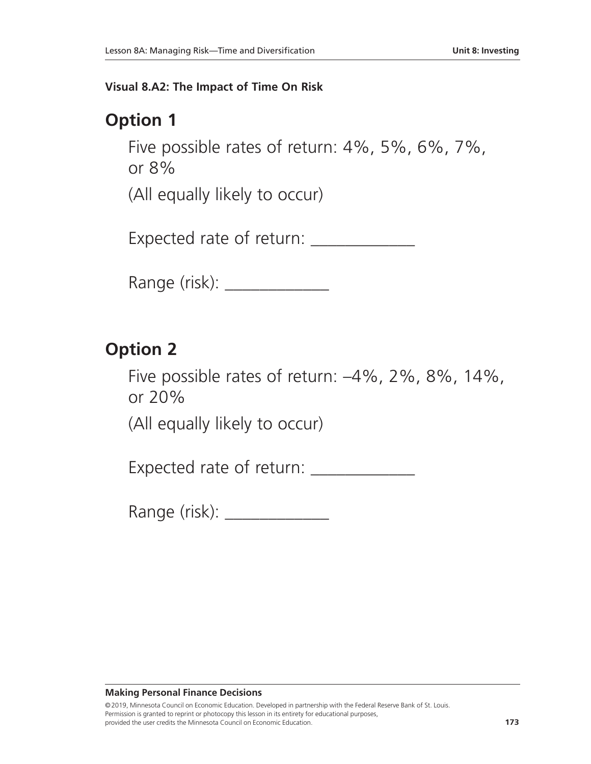**Visual 8.A2: The Impact of Time On Risk**

## Option 1

Five possible rates of return: 4%, 5%, 6%, 7%, or 8%

(All equally likely to occur)

Expected rate of return: _____________

Range (risk): _____________

## Option 2

Five possible rates of return: –4%, 2%, 8%, 14%, or 20%

(All equally likely to occur)

Expected rate of return: _____________

Range (risk): _____________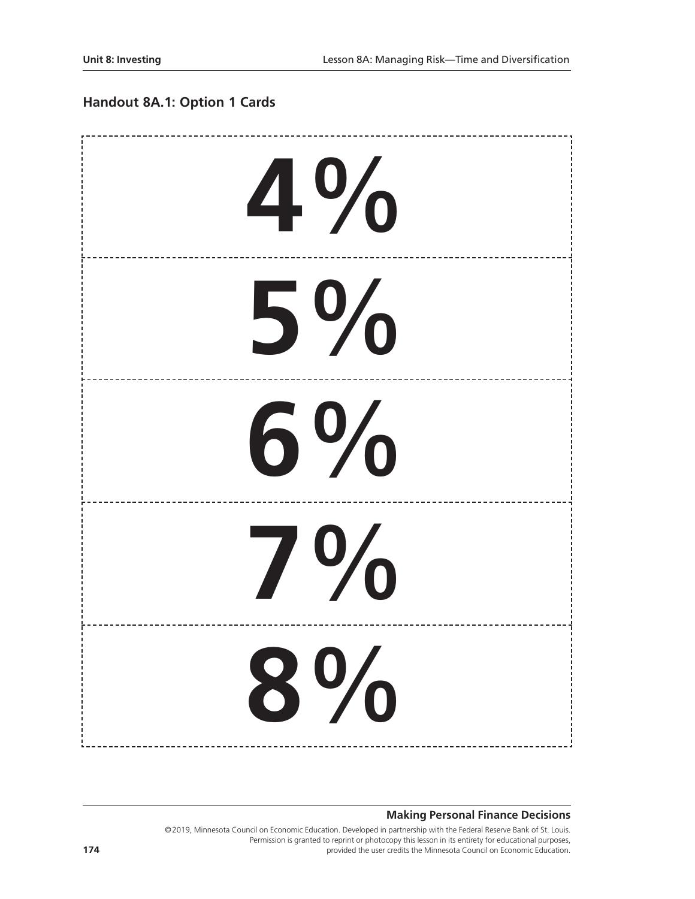## Handout 8A.1: Option 1 Cards

# 4%

# 5%

# 6%

# 7%

# 8%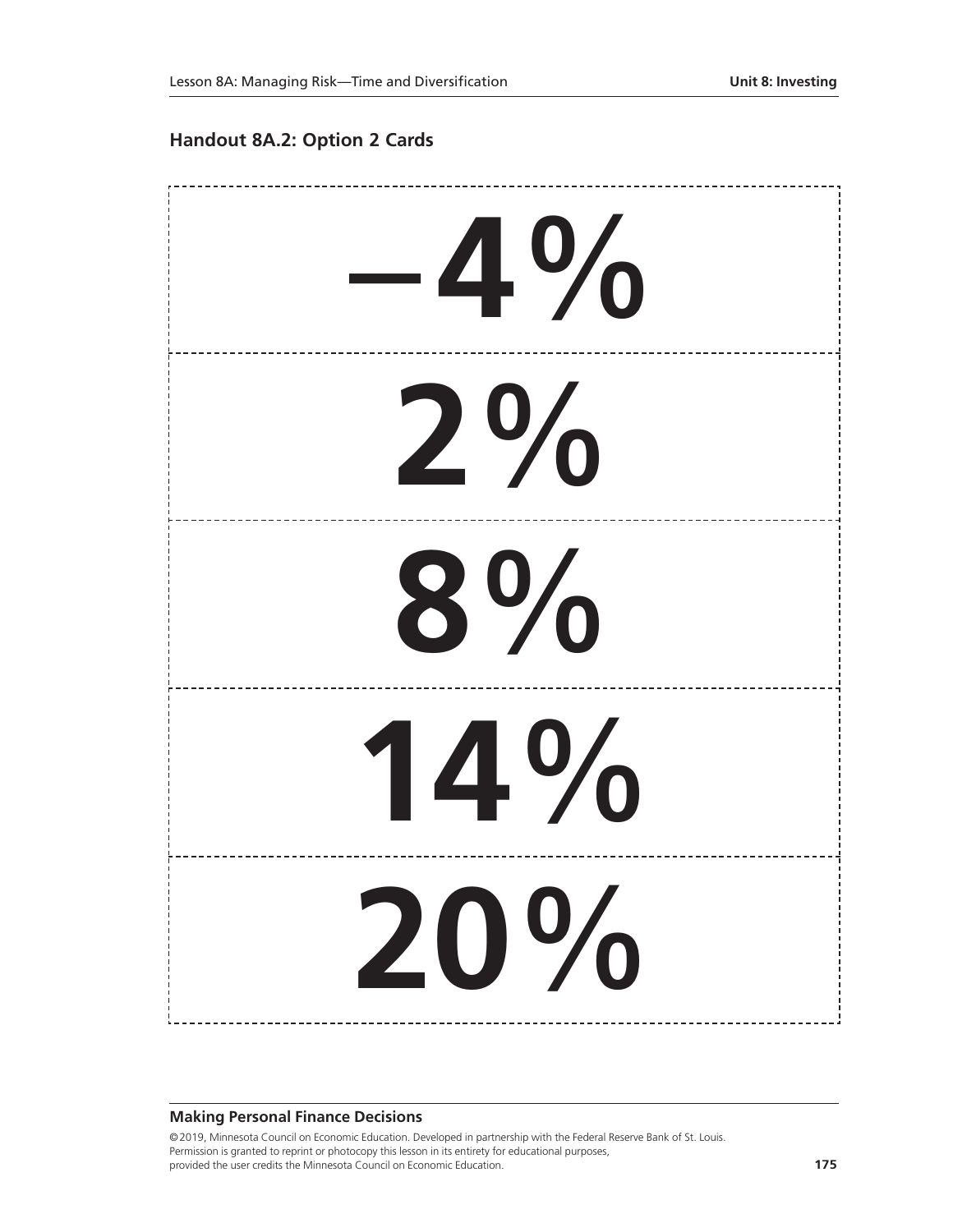## Handout 8A.2: Option 2 Cards

# −4%

# 2%

# 8%

# 14%

# 20%

**Making Personal Finance Decisions**

©2019, Minnesota Council on Economic Education. Developed in partnership with the Federal Reserve Bank of St. Louis. Permission is granted to reprint or photocopy this lesson in its entirety for educational purposes, provided the user credits the Minnesota Council on Economic Education.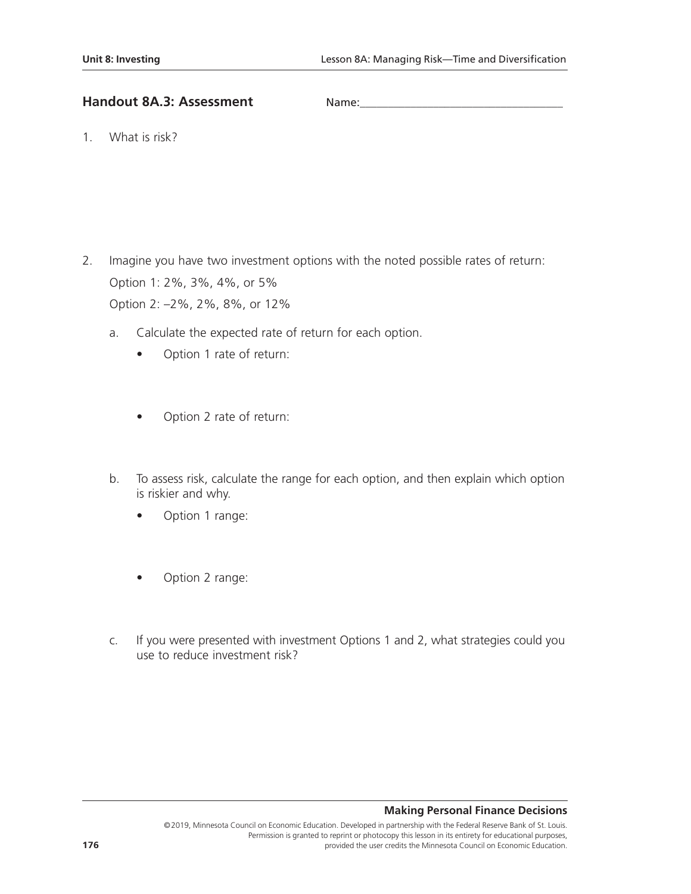## Handout 8A.3: Assessment

Name:___________________________________

1. What is risk?

2. Imagine you have two investment options with the noted possible rates of return:

   Option 1: 2%, 3%, 4%, or 5%

   Option 2: –2%, 2%, 8%, or 12%

   a. Calculate the expected rate of return for each option.

      - Option 1 rate of return:

      - Option 2 rate of return:

   b. To assess risk, calculate the range for each option, and then explain which option is riskier and why.

      - Option 1 range:

      - Option 2 range:

   c. If you were presented with investment Options 1 and 2, what strategies could you use to reduce investment risk?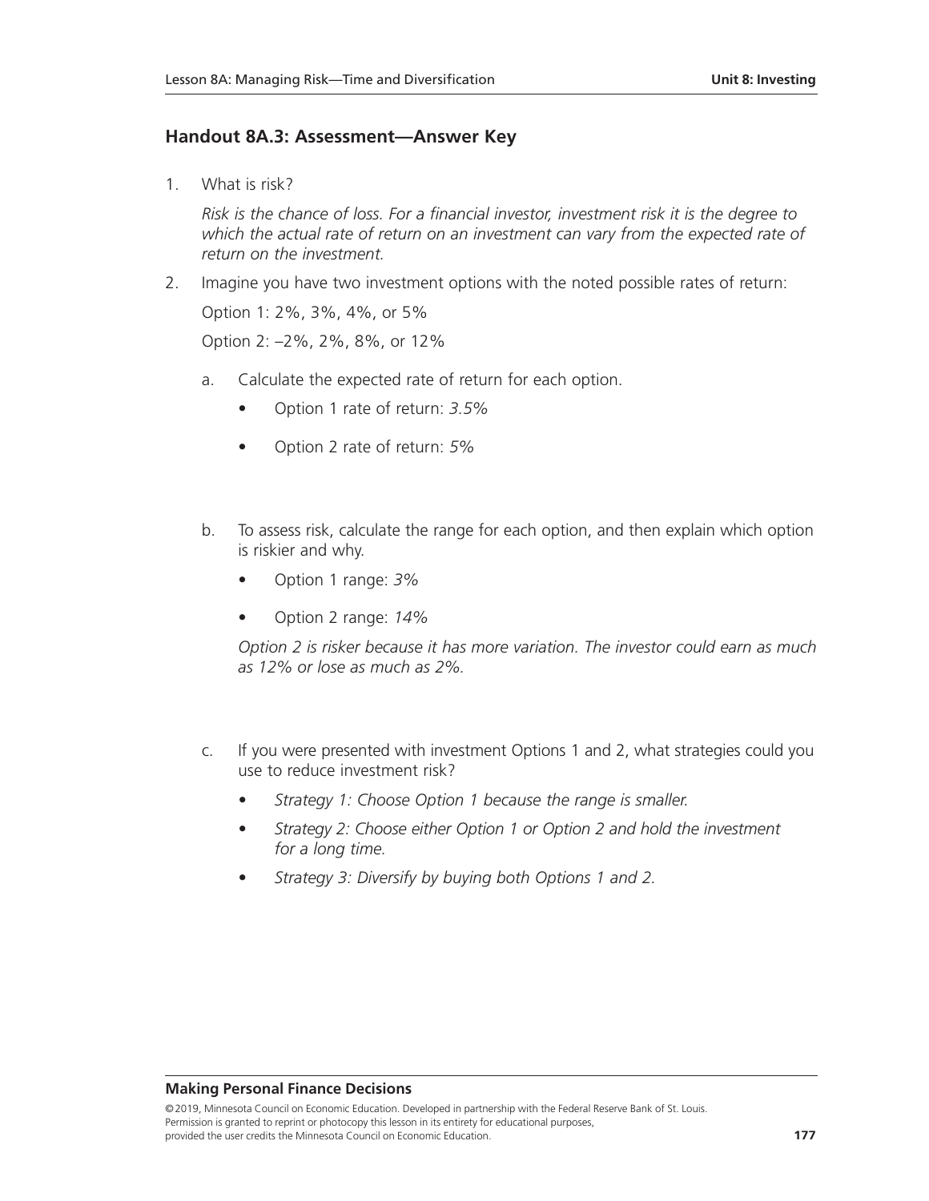## Handout 8A.3: Assessment—Answer Key

1. What is risk?

   *Risk is the chance of loss. For a financial investor, investment risk it is the degree to which the actual rate of return on an investment can vary from the expected rate of return on the investment.*

2. Imagine you have two investment options with the noted possible rates of return:

   Option 1: 2%, 3%, 4%, or 5%

   Option 2: –2%, 2%, 8%, or 12%

   a. Calculate the expected rate of return for each option.

      - Option 1 rate of return: *3.5%*
      - Option 2 rate of return: *5%*

   b. To assess risk, calculate the range for each option, and then explain which option is riskier and why.

      - Option 1 range: *3%*
      - Option 2 range: *14%*

      *Option 2 is risker because it has more variation. The investor could earn as much as 12% or lose as much as 2%.*

   c. If you were presented with investment Options 1 and 2, what strategies could you use to reduce investment risk?

      - *Strategy 1: Choose Option 1 because the range is smaller.*
      - *Strategy 2: Choose either Option 1 or Option 2 and hold the investment for a long time.*
      - *Strategy 3: Diversify by buying both Options 1 and 2.*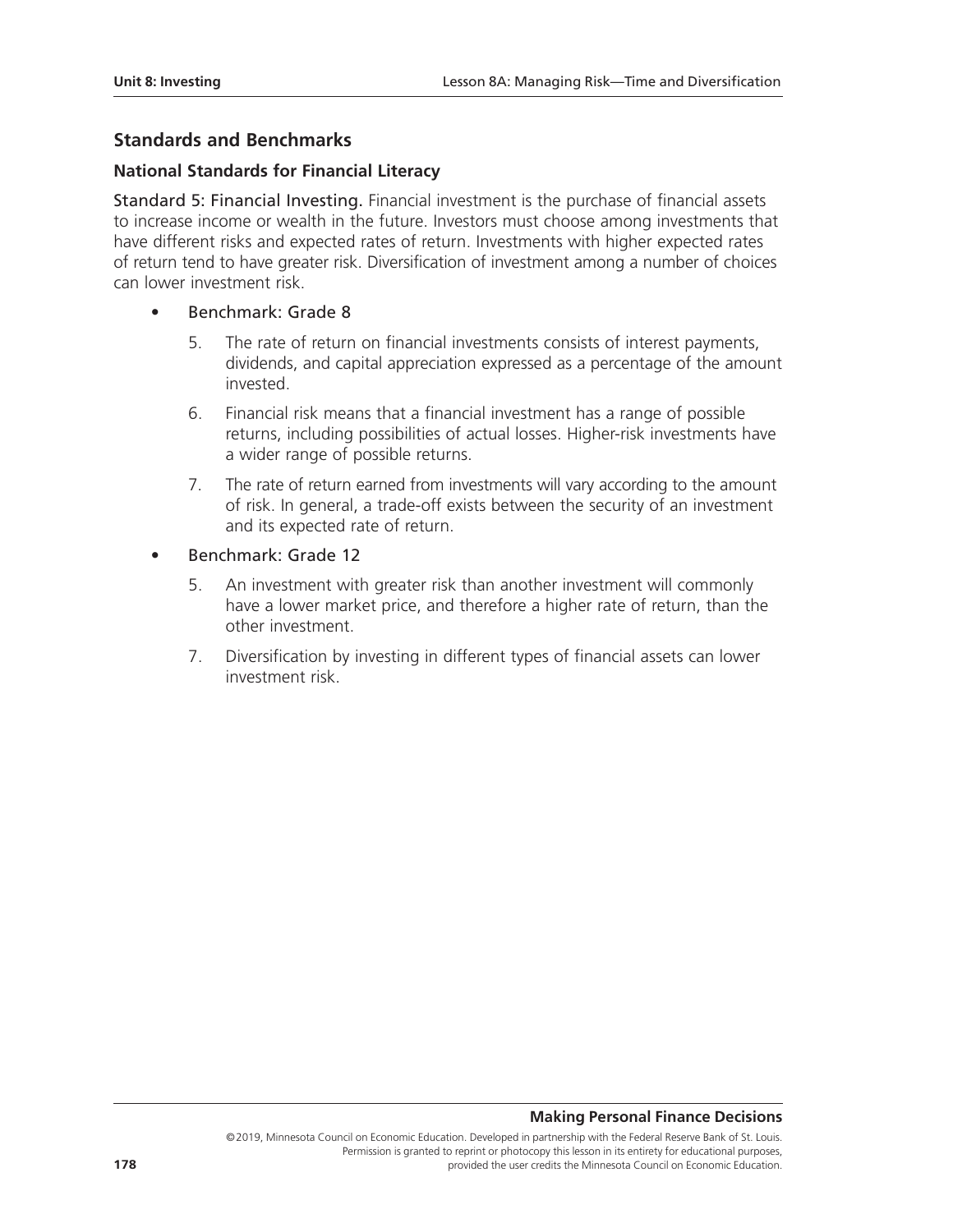## Standards and Benchmarks

### National Standards for Financial Literacy

Standard 5: Financial Investing. Financial investment is the purchase of financial assets to increase income or wealth in the future. Investors must choose among investments that have different risks and expected rates of return. Investments with higher expected rates of return tend to have greater risk. Diversification of investment among a number of choices can lower investment risk.

- Benchmark: Grade 8
  5. The rate of return on financial investments consists of interest payments, dividends, and capital appreciation expressed as a percentage of the amount invested.
  6. Financial risk means that a financial investment has a range of possible returns, including possibilities of actual losses. Higher-risk investments have a wider range of possible returns.
  7. The rate of return earned from investments will vary according to the amount of risk. In general, a trade-off exists between the security of an investment and its expected rate of return.
- Benchmark: Grade 12
  5. An investment with greater risk than another investment will commonly have a lower market price, and therefore a higher rate of return, than the other investment.
  7. Diversification by investing in different types of financial assets can lower investment risk.